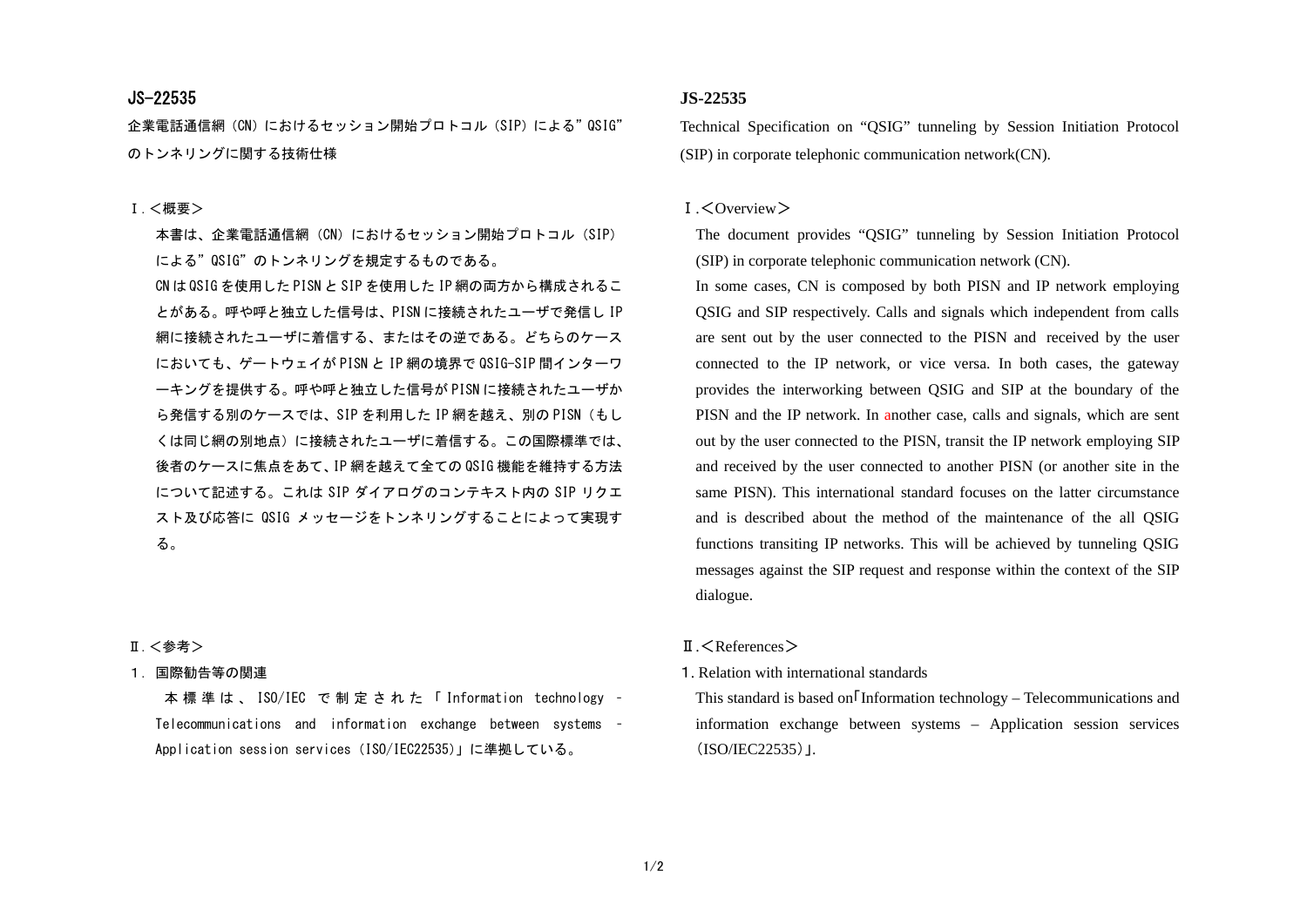## JS-22535

企業電話通信網（CN）におけるセッション開始プロトコル（SIP）による”QSIG”のトンネリングに関する技術仕様

Ⅰ.＜概要＞

本書は、企業電話通信網（CN）におけるセッション開始プロトコル（SIP）による”QSIG”のトンネリングを規定するものである。

CNはQSIGを使用したPISNとSIPを使用したIP網の両方から構成されることがある。呼や呼と独立した信号は、PISNに接続されたユーザで発信しIP網に接続されたユーザに着信する、またはその逆である。どちらのケースにおいても、ゲートウェイがPISNとIP網の境界でQSIG-SIP間インターワーキングを提供する。呼や呼と独立した信号がPISNに接続されたユーザから発信する別のケースでは、SIPを利用したIP網を越え、別のPISN（もしくは同じ網の別地点）に接続されたユーザに着信する。この国際標準では、後者のケースに焦点をあて、IP網を越えて全てのQSIG機能を維持する方法について記述する。これはSIPダイアログのコンテキスト内のSIPリクエスト及び応答にQSIGメッセージをトンネリングすることによって実現する。

Ⅱ.＜参考＞

1．国際勧告等の関連

本標準は、ISO/IECで制定された「Information technology – Telecommunications and information exchange between systems – Application session services（ISO/IEC22535)」に準拠している。

## JS-22535

Technical Specification on “QSIG” tunneling by Session Initiation Protocol (SIP) in corporate telephonic communication network(CN).

Ⅰ.＜Overview＞

The document provides “QSIG” tunneling by Session Initiation Protocol (SIP) in corporate telephonic communication network (CN).

In some cases, CN is composed by both PISN and IP network employing QSIG and SIP respectively. Calls and signals which independent from calls are sent out by the user connected to the PISN and received by the user connected to the IP network, or vice versa. In both cases, the gateway provides the interworking between QSIG and SIP at the boundary of the PISN and the IP network. In another case, calls and signals, which are sent out by the user connected to the PISN, transit the IP network employing SIP and received by the user connected to another PISN (or another site in the same PISN). This international standard focuses on the latter circumstance and is described about the method of the maintenance of the all QSIG functions transiting IP networks. This will be achieved by tunneling QSIG messages against the SIP request and response within the context of the SIP dialogue.

Ⅱ.＜References＞

1. Relation with international standards

This standard is based on「Information technology – Telecommunications and information exchange between systems – Application session services（ISO/IEC22535）」.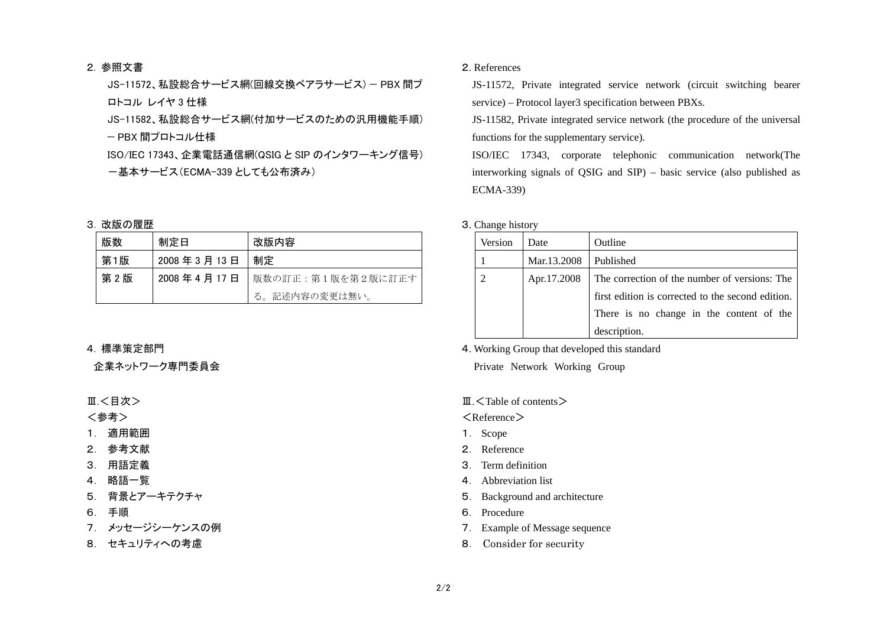## 2. 参照文書

JS-11572、私設総合サービス網(回線交換ベアラサービス) － PBX 間プロトコル レイヤ 3 仕様

JS-11582、私設総合サービス網(付加サービスのための汎用機能手順) － PBX 間プロトコル仕様

ISO/IEC 17343、企業電話通信網(QSIG と SIP のインタワーキング信号) －基本サービス(ECMA-339 としても公布済み)

## 3. 改版の履歴

| 版数 | 制定日 | 改版内容 |
|---|---|---|
| 第1版 | 2008 年 3 月 13 日 | 制定 |
| 第 2 版 | 2008 年 4 月 17 日 | 版数の訂正：第 1 版を第 2 版に訂正する。記述内容の変更は無い。 |

## 4. 標準策定部門

企業ネットワーク専門委員会

## Ⅲ.＜目次＞

＜参考＞

1. 適用範囲
2. 参考文献
3. 用語定義
4. 略語一覧
5. 背景とアーキテクチャ
6. 手順
7. メッセージシーケンスの例
8. セキュリティへの考慮

## 2. References

JS-11572, Private integrated service network (circuit switching bearer service) – Protocol layer3 specification between PBXs.

JS-11582, Private integrated service network (the procedure of the universal functions for the supplementary service).

ISO/IEC 17343, corporate telephonic communication network(The interworking signals of QSIG and SIP) – basic service (also published as ECMA-339)

## 3. Change history

| Version | Date | Outline |
|---|---|---|
| 1 | Mar.13.2008 | Published |
| 2 | Apr.17.2008 | The correction of the number of versions: The first edition is corrected to the second edition. There is no change in the content of the description. |

## 4. Working Group that developed this standard

Private Network Working Group

## Ⅲ.＜Table of contents＞

＜Reference＞

1. Scope
2. Reference
3. Term definition
4. Abbreviation list
5. Background and architecture
6. Procedure
7. Example of Message sequence
8. Consider for security